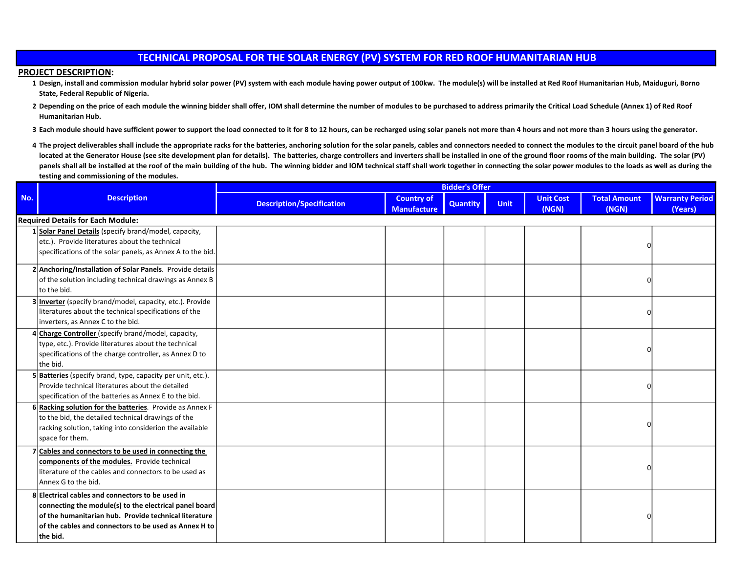# TECHNICAL PROPOSAL FOR THE SOLAR ENERGY (PV) SYSTEM FOR RED ROOF HUMANITARIAN HUB

**PROJECT DESCRIPTION:**

1. **Design, install and commission modular hybrid solar power (PV) system with each module having power output of 100kw. The module(s) will be installed at Red Roof Humanitarian Hub, Maiduguri, Borno State, Federal Republic of Nigeria.**
2. **Depending on the price of each module the winning bidder shall offer, IOM shall determine the number of modules to be purchased to address primarily the Critical Load Schedule (Annex 1) of Red Roof Humanitarian Hub.**
3. **Each module should have sufficient power to support the load connected to it for 8 to 12 hours, can be recharged using solar panels not more than 4 hours and not more than 3 hours using the generator.**
4. **The project deliverables shall include the appropriate racks for the batteries, anchoring solution for the solar panels, cables and connectors needed to connect the modules to the circuit panel board of the hub located at the Generator House (see site development plan for details). The batteries, charge controllers and inverters shall be installed in one of the ground floor rooms of the main building. The solar (PV) panels shall all be installed at the roof of the main building of the hub. The winning bidder and IOM technical staff shall work together in connecting the solar power modules to the loads as well as during the testing and commissioning of the modules.**

| No. | Description | Bidder's Offer | | | | | | |
|---|---|---|---|---|---|---|---|---|
| | | Description/Specification | Country of Manufacture | Quantity | Unit | Unit Cost (NGN) | Total Amount (NGN) | Warranty Period (Years) |
| **Required Details for Each Module:** | | | | | | | | |
| 1 | **Solar Panel Details** (specify brand/model, capacity, etc.). Provide literatures about the technical specifications of the solar panels, as Annex A to the bid. | | | | | | 0 | |
| 2 | **Anchoring/Installation of Solar Panels**. Provide details of the solution including technical drawings as Annex B to the bid. | | | | | | 0 | |
| 3 | **Inverter** (specify brand/model, capacity, etc.). Provide literatures about the technical specifications of the inverters, as Annex C to the bid. | | | | | | 0 | |
| 4 | **Charge Controller** (specify brand/model, capacity, type, etc.). Provide literatures about the technical specifications of the charge controller, as Annex D to the bid. | | | | | | 0 | |
| 5 | **Batteries** (specify brand, type, capacity per unit, etc.). Provide technical literatures about the detailed specification of the batteries as Annex E to the bid. | | | | | | 0 | |
| 6 | **Racking solution for the batteries**. Provide as Annex F to the bid, the detailed technical drawings of the racking solution, taking into considerion the available space for them. | | | | | | 0 | |
| 7 | **Cables and connectors to be used in connecting the components of the modules.** Provide technical literature of the cables and connectors to be used as Annex G to the bid. | | | | | | 0 | |
| 8 | **Electrical cables and connectors to be used in connecting the module(s) to the electrical panel board of the humanitarian hub. Provide technical literature of the cables and connectors to be used as Annex H to the bid.** | | | | | | 0 | |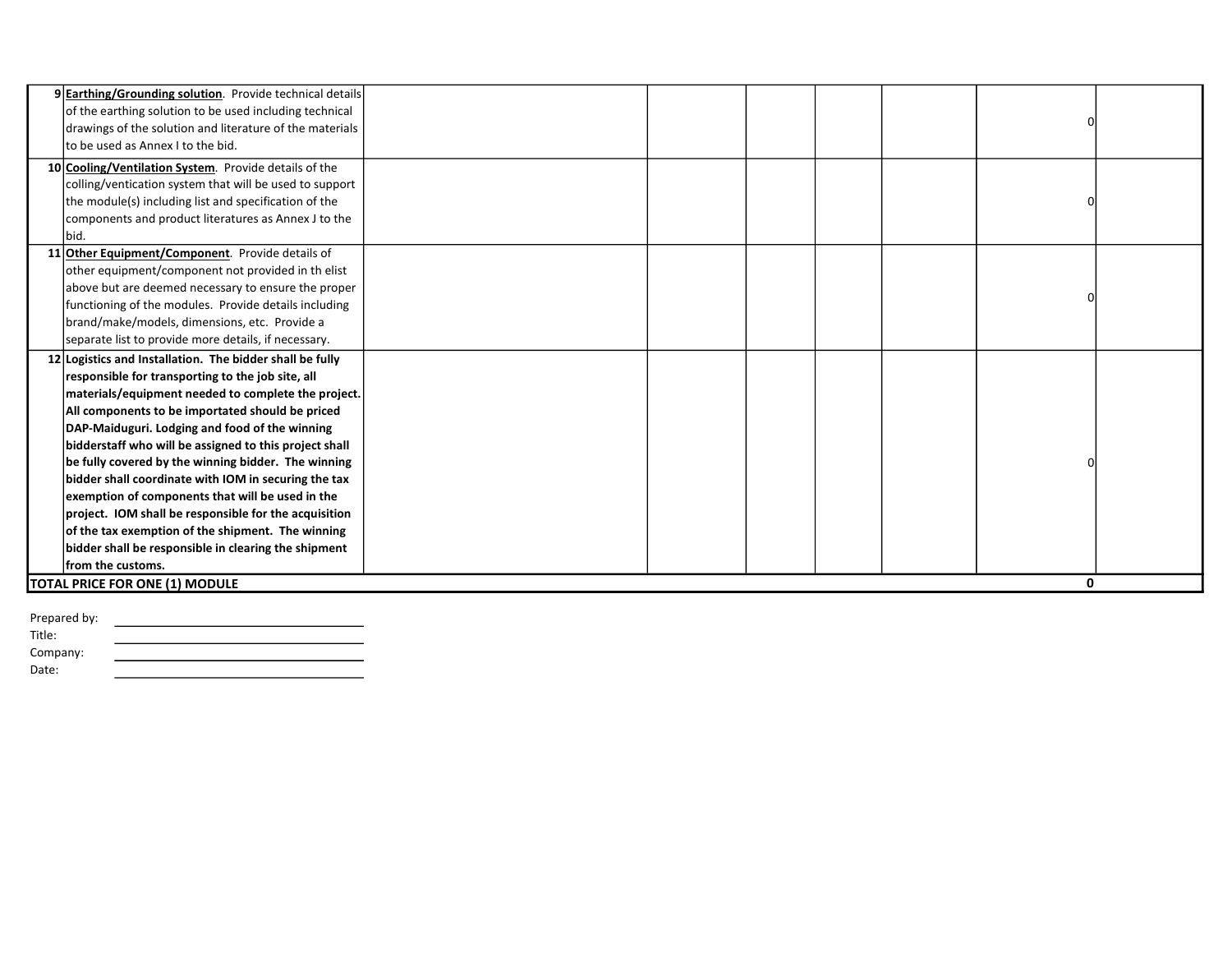| | | | | | | | | |
|---|---|---|---|---|---|---|---|---|
| 9 | **Earthing/Grounding solution**. Provide technical details of the earthing solution to be used including technical drawings of the solution and literature of the materials to be used as Annex I to the bid. | | | | | | 0 | |
| 10 | **Cooling/Ventilation System**. Provide details of the colling/ventication system that will be used to support the module(s) including list and specification of the components and product literatures as Annex J to the bid. | | | | | | 0 | |
| 11 | **Other Equipment/Component**. Provide details of other equipment/component not provided in th elist above but are deemed necessary to ensure the proper functioning of the modules. Provide details including brand/make/models, dimensions, etc. Provide a separate list to provide more details, if necessary. | | | | | | 0 | |
| 12 | **Logistics and Installation. The bidder shall be fully responsible for transporting to the job site, all materials/equipment needed to complete the project. All components to be importated should be priced DAP-Maiduguri. Lodging and food of the winning bidderstaff who will be assigned to this project shall be fully covered by the winning bidder. The winning bidder shall coordinate with IOM in securing the tax exemption of components that will be used in the project. IOM shall be responsible for the acquisition of the tax exemption of the shipment. The winning bidder shall be responsible in clearing the shipment from the customs.** | | | | | | 0 | |
| **TOTAL PRICE FOR ONE (1) MODULE** | | | | | | | **0** | |

Prepared by: ____________________

Title: ____________________

Company: ____________________

Date: ____________________